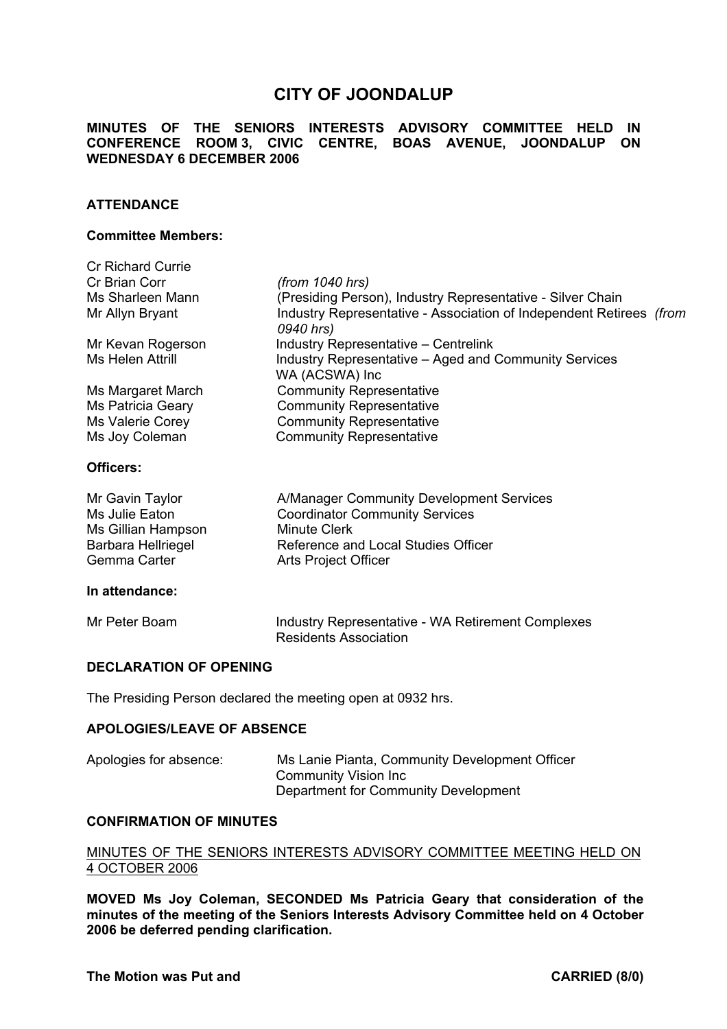# CITY OF JOONDALUP

## MINUTES OF THE SENIORS INTERESTS ADVISORY COMMITTEE HELD IN CONFERENCE ROOM 3, CIVIC CENTRE, BOAS AVENUE, JOONDALUP ON WEDNESDAY 6 DECEMBER 2006

### ATTENDANCE

**Committee Members:**

| | |
|---|---|
| Cr Richard Currie | |
| Cr Brian Corr | *(from 1040 hrs)* |
| Ms Sharleen Mann | (Presiding Person), Industry Representative - Silver Chain |
| Mr Allyn Bryant | Industry Representative - Association of Independent Retirees *(from 0940 hrs)* |
| Mr Kevan Rogerson | Industry Representative – Centrelink |
| Ms Helen Attrill | Industry Representative – Aged and Community Services WA (ACSWA) Inc |
| Ms Margaret March | Community Representative |
| Ms Patricia Geary | Community Representative |
| Ms Valerie Corey | Community Representative |
| Ms Joy Coleman | Community Representative |

**Officers:**

| | |
|---|---|
| Mr Gavin Taylor | A/Manager Community Development Services |
| Ms Julie Eaton | Coordinator Community Services |
| Ms Gillian Hampson | Minute Clerk |
| Barbara Hellriegel | Reference and Local Studies Officer |
| Gemma Carter | Arts Project Officer |

**In attendance:**

| | |
|---|---|
| Mr Peter Boam | Industry Representative - WA Retirement Complexes Residents Association |

### DECLARATION OF OPENING

The Presiding Person declared the meeting open at 0932 hrs.

### APOLOGIES/LEAVE OF ABSENCE

| | |
|---|---|
| Apologies for absence: | Ms Lanie Pianta, Community Development Officer |
| | Community Vision Inc |
| | Department for Community Development |

### CONFIRMATION OF MINUTES

MINUTES OF THE SENIORS INTERESTS ADVISORY COMMITTEE MEETING HELD ON 4 OCTOBER 2006

**MOVED Ms Joy Coleman, SECONDED Ms Patricia Geary that consideration of the minutes of the meeting of the Seniors Interests Advisory Committee held on 4 October 2006 be deferred pending clarification.**

**The Motion was Put and CARRIED (8/0)**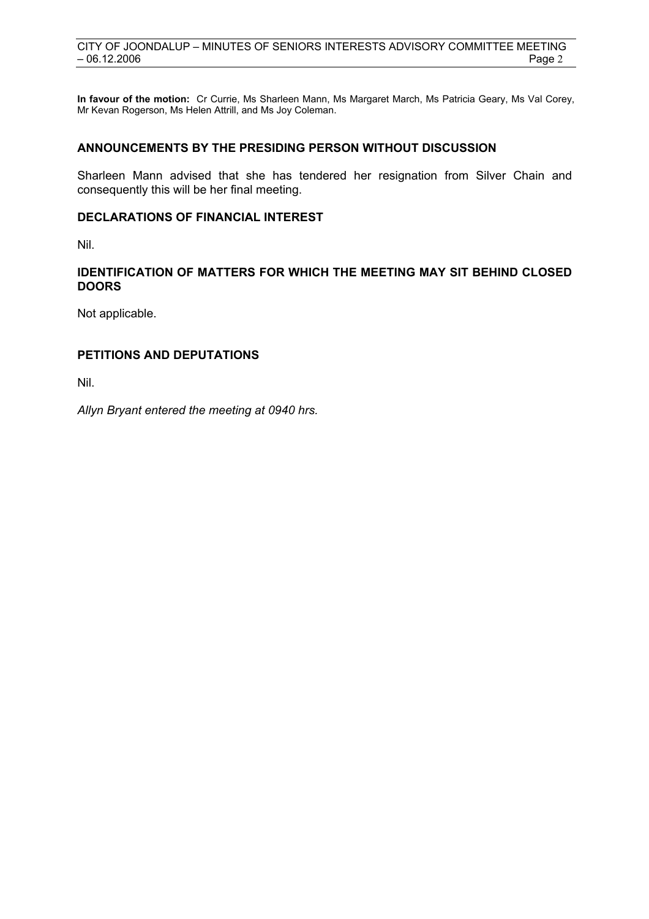**In favour of the motion:** Cr Currie, Ms Sharleen Mann, Ms Margaret March, Ms Patricia Geary, Ms Val Corey, Mr Kevan Rogerson, Ms Helen Attrill, and Ms Joy Coleman.

## ANNOUNCEMENTS BY THE PRESIDING PERSON WITHOUT DISCUSSION

Sharleen Mann advised that she has tendered her resignation from Silver Chain and consequently this will be her final meeting.

## DECLARATIONS OF FINANCIAL INTEREST

Nil.

## IDENTIFICATION OF MATTERS FOR WHICH THE MEETING MAY SIT BEHIND CLOSED DOORS

Not applicable.

## PETITIONS AND DEPUTATIONS

Nil.

*Allyn Bryant entered the meeting at 0940 hrs.*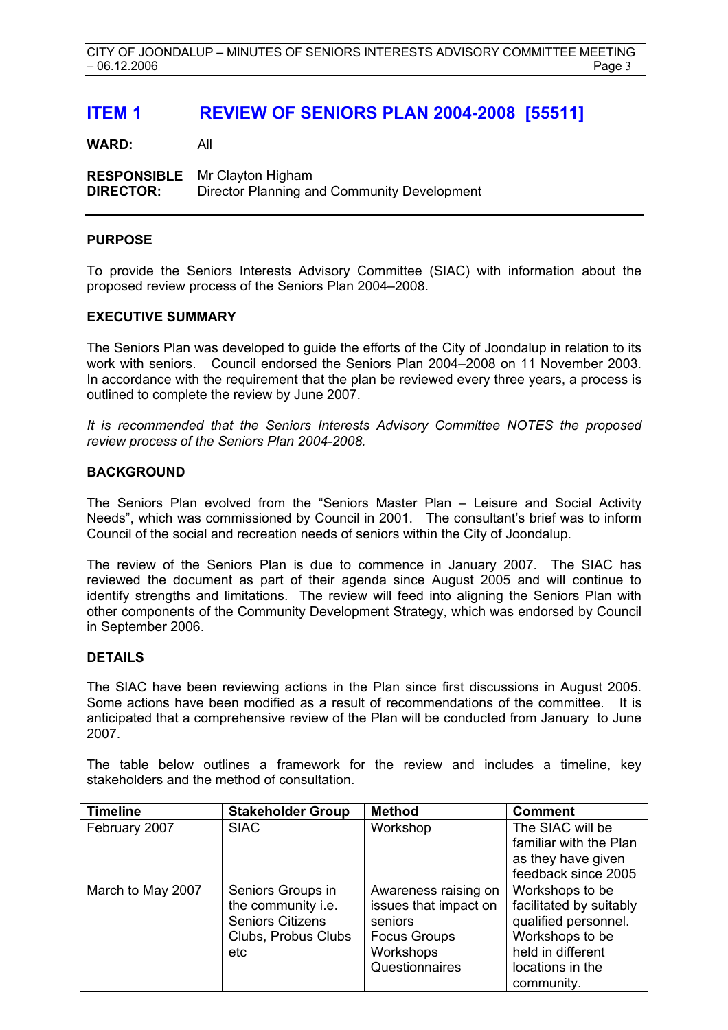# ITEM 1 REVIEW OF SENIORS PLAN 2004-2008 [55511]

**WARD:** All

**RESPONSIBLE DIRECTOR:** Mr Clayton Higham
Director Planning and Community Development

---

## PURPOSE

To provide the Seniors Interests Advisory Committee (SIAC) with information about the proposed review process of the Seniors Plan 2004–2008.

## EXECUTIVE SUMMARY

The Seniors Plan was developed to guide the efforts of the City of Joondalup in relation to its work with seniors. Council endorsed the Seniors Plan 2004–2008 on 11 November 2003. In accordance with the requirement that the plan be reviewed every three years, a process is outlined to complete the review by June 2007.

*It is recommended that the Seniors Interests Advisory Committee NOTES the proposed review process of the Seniors Plan 2004-2008.*

## BACKGROUND

The Seniors Plan evolved from the "Seniors Master Plan – Leisure and Social Activity Needs", which was commissioned by Council in 2001. The consultant's brief was to inform Council of the social and recreation needs of seniors within the City of Joondalup.

The review of the Seniors Plan is due to commence in January 2007. The SIAC has reviewed the document as part of their agenda since August 2005 and will continue to identify strengths and limitations. The review will feed into aligning the Seniors Plan with other components of the Community Development Strategy, which was endorsed by Council in September 2006.

## DETAILS

The SIAC have been reviewing actions in the Plan since first discussions in August 2005. Some actions have been modified as a result of recommendations of the committee. It is anticipated that a comprehensive review of the Plan will be conducted from January to June 2007.

The table below outlines a framework for the review and includes a timeline, key stakeholders and the method of consultation.

| Timeline | Stakeholder Group | Method | Comment |
|---|---|---|---|
| February 2007 | SIAC | Workshop | The SIAC will be familiar with the Plan as they have given feedback since 2005 |
| March to May 2007 | Seniors Groups in the community i.e. Seniors Citizens Clubs, Probus Clubs etc | Awareness raising on issues that impact on seniors<br>Focus Groups<br>Workshops<br>Questionnaires | Workshops to be facilitated by suitably qualified personnel. Workshops to be held in different locations in the community. |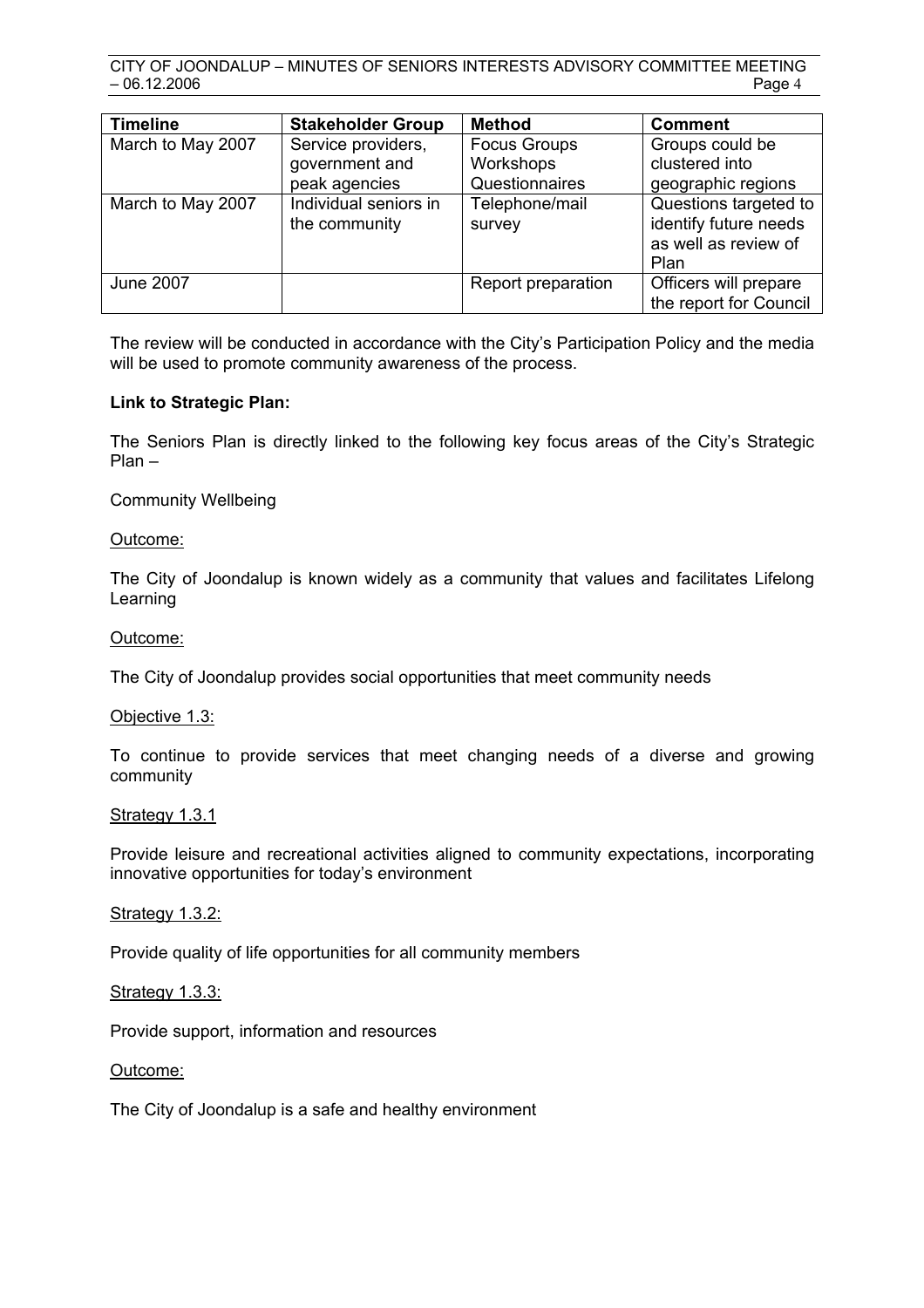| Timeline | Stakeholder Group | Method | Comment |
|---|---|---|---|
| March to May 2007 | Service providers, government and peak agencies | Focus Groups Workshops Questionnaires | Groups could be clustered into geographic regions |
| March to May 2007 | Individual seniors in the community | Telephone/mail survey | Questions targeted to identify future needs as well as review of Plan |
| June 2007 | | Report preparation | Officers will prepare the report for Council |

The review will be conducted in accordance with the City's Participation Policy and the media will be used to promote community awareness of the process.

**Link to Strategic Plan:**

The Seniors Plan is directly linked to the following key focus areas of the City's Strategic Plan –

Community Wellbeing

Outcome:

The City of Joondalup is known widely as a community that values and facilitates Lifelong Learning

Outcome:

The City of Joondalup provides social opportunities that meet community needs

Objective 1.3:

To continue to provide services that meet changing needs of a diverse and growing community

Strategy 1.3.1

Provide leisure and recreational activities aligned to community expectations, incorporating innovative opportunities for today's environment

Strategy 1.3.2:

Provide quality of life opportunities for all community members

Strategy 1.3.3:

Provide support, information and resources

Outcome:

The City of Joondalup is a safe and healthy environment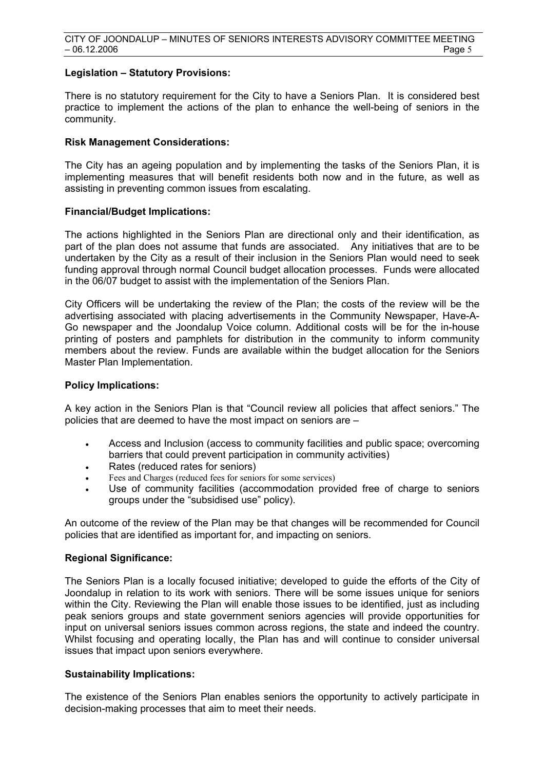**Legislation – Statutory Provisions:**

There is no statutory requirement for the City to have a Seniors Plan. It is considered best practice to implement the actions of the plan to enhance the well-being of seniors in the community.

**Risk Management Considerations:**

The City has an ageing population and by implementing the tasks of the Seniors Plan, it is implementing measures that will benefit residents both now and in the future, as well as assisting in preventing common issues from escalating.

**Financial/Budget Implications:**

The actions highlighted in the Seniors Plan are directional only and their identification, as part of the plan does not assume that funds are associated. Any initiatives that are to be undertaken by the City as a result of their inclusion in the Seniors Plan would need to seek funding approval through normal Council budget allocation processes. Funds were allocated in the 06/07 budget to assist with the implementation of the Seniors Plan.

City Officers will be undertaking the review of the Plan; the costs of the review will be the advertising associated with placing advertisements in the Community Newspaper, Have-A-Go newspaper and the Joondalup Voice column. Additional costs will be for the in-house printing of posters and pamphlets for distribution in the community to inform community members about the review. Funds are available within the budget allocation for the Seniors Master Plan Implementation.

**Policy Implications:**

A key action in the Seniors Plan is that "Council review all policies that affect seniors." The policies that are deemed to have the most impact on seniors are –

- Access and Inclusion (access to community facilities and public space; overcoming barriers that could prevent participation in community activities)
- Rates (reduced rates for seniors)
- Fees and Charges (reduced fees for seniors for some services)
- Use of community facilities (accommodation provided free of charge to seniors groups under the "subsidised use" policy).

An outcome of the review of the Plan may be that changes will be recommended for Council policies that are identified as important for, and impacting on seniors.

**Regional Significance:**

The Seniors Plan is a locally focused initiative; developed to guide the efforts of the City of Joondalup in relation to its work with seniors. There will be some issues unique for seniors within the City. Reviewing the Plan will enable those issues to be identified, just as including peak seniors groups and state government seniors agencies will provide opportunities for input on universal seniors issues common across regions, the state and indeed the country. Whilst focusing and operating locally, the Plan has and will continue to consider universal issues that impact upon seniors everywhere.

**Sustainability Implications:**

The existence of the Seniors Plan enables seniors the opportunity to actively participate in decision-making processes that aim to meet their needs.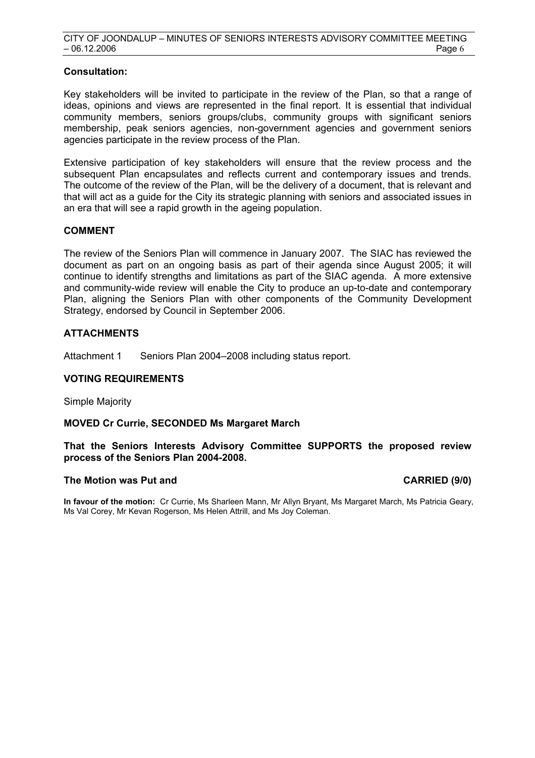**Consultation:**

Key stakeholders will be invited to participate in the review of the Plan, so that a range of ideas, opinions and views are represented in the final report. It is essential that individual community members, seniors groups/clubs, community groups with significant seniors membership, peak seniors agencies, non-government agencies and government seniors agencies participate in the review process of the Plan.

Extensive participation of key stakeholders will ensure that the review process and the subsequent Plan encapsulates and reflects current and contemporary issues and trends. The outcome of the review of the Plan, will be the delivery of a document, that is relevant and that will act as a guide for the City its strategic planning with seniors and associated issues in an era that will see a rapid growth in the ageing population.

## COMMENT

The review of the Seniors Plan will commence in January 2007. The SIAC has reviewed the document as part on an ongoing basis as part of their agenda since August 2005; it will continue to identify strengths and limitations as part of the SIAC agenda. A more extensive and community-wide review will enable the City to produce an up-to-date and contemporary Plan, aligning the Seniors Plan with other components of the Community Development Strategy, endorsed by Council in September 2006.

## ATTACHMENTS

Attachment 1 Seniors Plan 2004–2008 including status report.

## VOTING REQUIREMENTS

Simple Majority

**MOVED Cr Currie, SECONDED Ms Margaret March**

**That the Seniors Interests Advisory Committee SUPPORTS the proposed review process of the Seniors Plan 2004-2008.**

**The Motion was Put and CARRIED (9/0)**

**In favour of the motion:** Cr Currie, Ms Sharleen Mann, Mr Allyn Bryant, Ms Margaret March, Ms Patricia Geary, Ms Val Corey, Mr Kevan Rogerson, Ms Helen Attrill, and Ms Joy Coleman.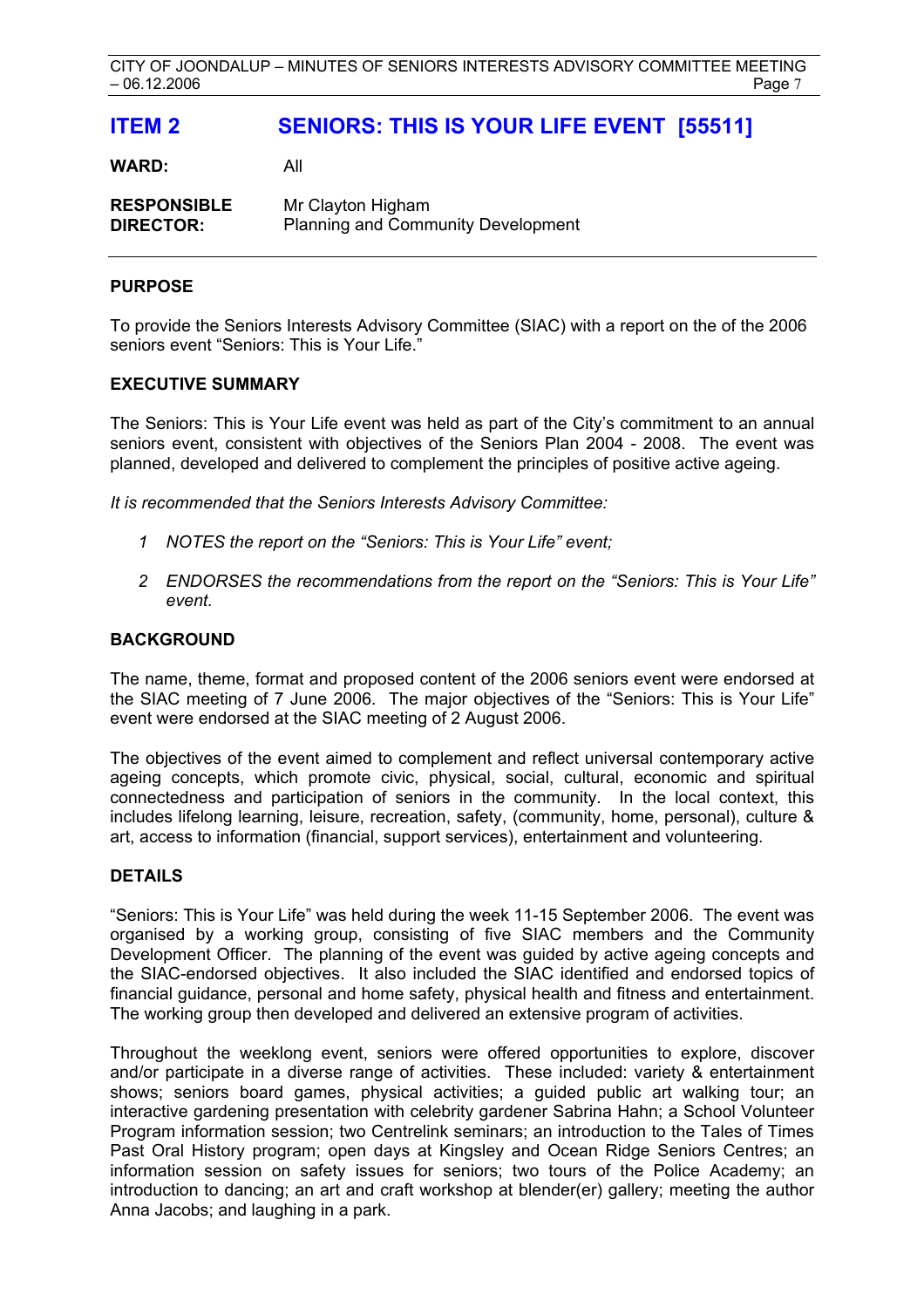## ITEM 2 SENIORS: THIS IS YOUR LIFE EVENT [55511]

**WARD:** All

**RESPONSIBLE DIRECTOR:** Mr Clayton Higham
Planning and Community Development

---

**PURPOSE**

To provide the Seniors Interests Advisory Committee (SIAC) with a report on the of the 2006 seniors event "Seniors: This is Your Life."

**EXECUTIVE SUMMARY**

The Seniors: This is Your Life event was held as part of the City's commitment to an annual seniors event, consistent with objectives of the Seniors Plan 2004 - 2008. The event was planned, developed and delivered to complement the principles of positive active ageing.

*It is recommended that the Seniors Interests Advisory Committee:*

1. *NOTES the report on the "Seniors: This is Your Life" event;*
2. *ENDORSES the recommendations from the report on the "Seniors: This is Your Life" event.*

**BACKGROUND**

The name, theme, format and proposed content of the 2006 seniors event were endorsed at the SIAC meeting of 7 June 2006. The major objectives of the "Seniors: This is Your Life" event were endorsed at the SIAC meeting of 2 August 2006.

The objectives of the event aimed to complement and reflect universal contemporary active ageing concepts, which promote civic, physical, social, cultural, economic and spiritual connectedness and participation of seniors in the community. In the local context, this includes lifelong learning, leisure, recreation, safety, (community, home, personal), culture & art, access to information (financial, support services), entertainment and volunteering.

**DETAILS**

"Seniors: This is Your Life" was held during the week 11-15 September 2006. The event was organised by a working group, consisting of five SIAC members and the Community Development Officer. The planning of the event was guided by active ageing concepts and the SIAC-endorsed objectives. It also included the SIAC identified and endorsed topics of financial guidance, personal and home safety, physical health and fitness and entertainment. The working group then developed and delivered an extensive program of activities.

Throughout the weeklong event, seniors were offered opportunities to explore, discover and/or participate in a diverse range of activities. These included: variety & entertainment shows; seniors board games, physical activities; a guided public art walking tour; an interactive gardening presentation with celebrity gardener Sabrina Hahn; a School Volunteer Program information session; two Centrelink seminars; an introduction to the Tales of Times Past Oral History program; open days at Kingsley and Ocean Ridge Seniors Centres; an information session on safety issues for seniors; two tours of the Police Academy; an introduction to dancing; an art and craft workshop at blender(er) gallery; meeting the author Anna Jacobs; and laughing in a park.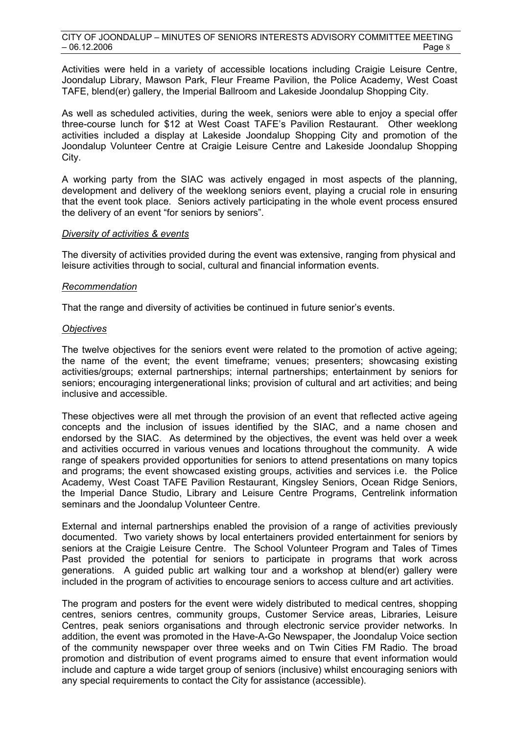Activities were held in a variety of accessible locations including Craigie Leisure Centre, Joondalup Library, Mawson Park, Fleur Freame Pavilion, the Police Academy, West Coast TAFE, blend(er) gallery, the Imperial Ballroom and Lakeside Joondalup Shopping City.

As well as scheduled activities, during the week, seniors were able to enjoy a special offer three-course lunch for $12 at West Coast TAFE's Pavilion Restaurant. Other weeklong activities included a display at Lakeside Joondalup Shopping City and promotion of the Joondalup Volunteer Centre at Craigie Leisure Centre and Lakeside Joondalup Shopping City.

A working party from the SIAC was actively engaged in most aspects of the planning, development and delivery of the weeklong seniors event, playing a crucial role in ensuring that the event took place. Seniors actively participating in the whole event process ensured the delivery of an event "for seniors by seniors".

*Diversity of activities & events*

The diversity of activities provided during the event was extensive, ranging from physical and leisure activities through to social, cultural and financial information events.

*Recommendation*

That the range and diversity of activities be continued in future senior's events.

*Objectives*

The twelve objectives for the seniors event were related to the promotion of active ageing; the name of the event; the event timeframe; venues; presenters; showcasing existing activities/groups; external partnerships; internal partnerships; entertainment by seniors for seniors; encouraging intergenerational links; provision of cultural and art activities; and being inclusive and accessible.

These objectives were all met through the provision of an event that reflected active ageing concepts and the inclusion of issues identified by the SIAC, and a name chosen and endorsed by the SIAC. As determined by the objectives, the event was held over a week and activities occurred in various venues and locations throughout the community. A wide range of speakers provided opportunities for seniors to attend presentations on many topics and programs; the event showcased existing groups, activities and services i.e. the Police Academy, West Coast TAFE Pavilion Restaurant, Kingsley Seniors, Ocean Ridge Seniors, the Imperial Dance Studio, Library and Leisure Centre Programs, Centrelink information seminars and the Joondalup Volunteer Centre.

External and internal partnerships enabled the provision of a range of activities previously documented. Two variety shows by local entertainers provided entertainment for seniors by seniors at the Craigie Leisure Centre. The School Volunteer Program and Tales of Times Past provided the potential for seniors to participate in programs that work across generations. A guided public art walking tour and a workshop at blend(er) gallery were included in the program of activities to encourage seniors to access culture and art activities.

The program and posters for the event were widely distributed to medical centres, shopping centres, seniors centres, community groups, Customer Service areas, Libraries, Leisure Centres, peak seniors organisations and through electronic service provider networks. In addition, the event was promoted in the Have-A-Go Newspaper, the Joondalup Voice section of the community newspaper over three weeks and on Twin Cities FM Radio. The broad promotion and distribution of event programs aimed to ensure that event information would include and capture a wide target group of seniors (inclusive) whilst encouraging seniors with any special requirements to contact the City for assistance (accessible).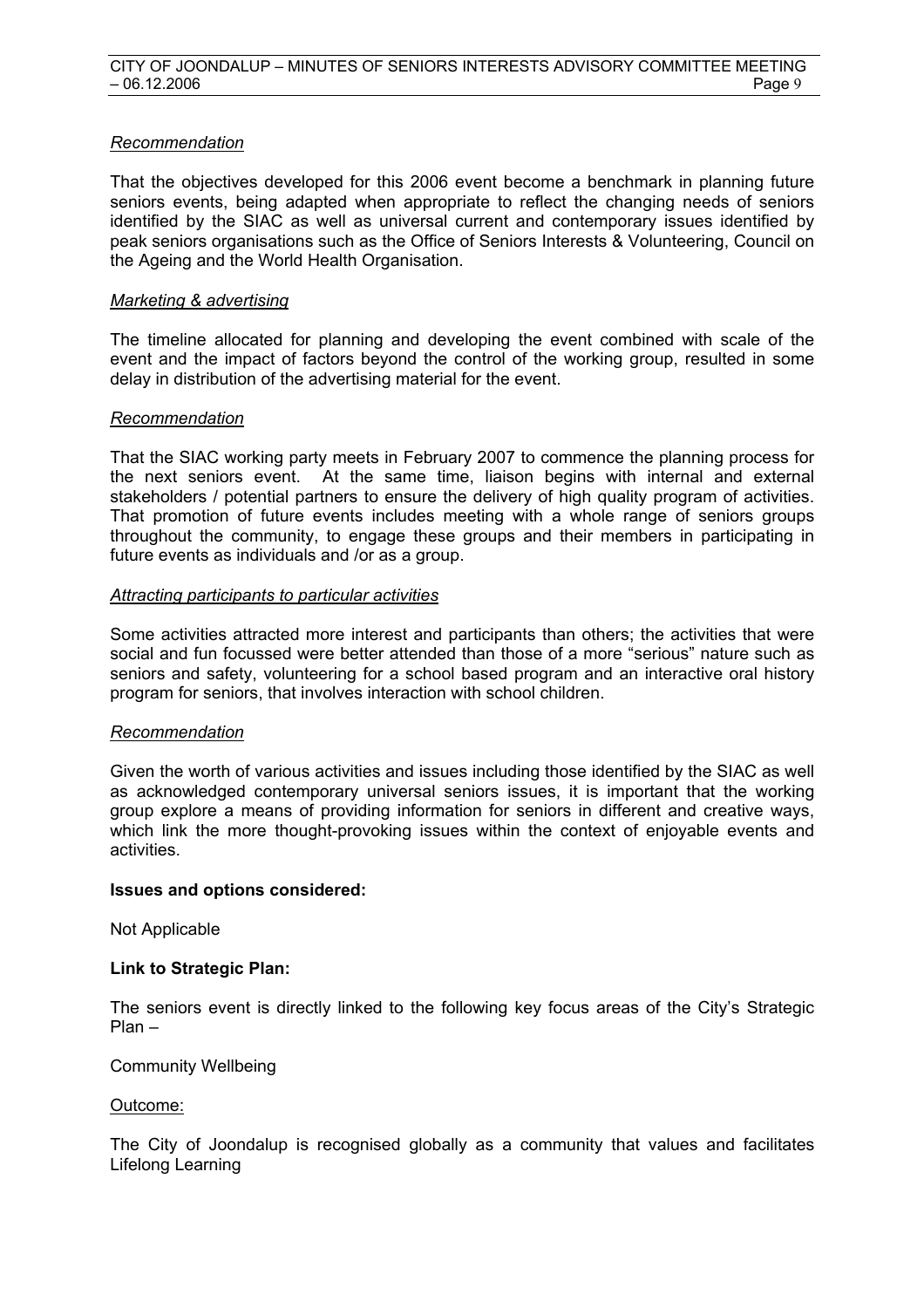*Recommendation*

That the objectives developed for this 2006 event become a benchmark in planning future seniors events, being adapted when appropriate to reflect the changing needs of seniors identified by the SIAC as well as universal current and contemporary issues identified by peak seniors organisations such as the Office of Seniors Interests & Volunteering, Council on the Ageing and the World Health Organisation.

*Marketing & advertising*

The timeline allocated for planning and developing the event combined with scale of the event and the impact of factors beyond the control of the working group, resulted in some delay in distribution of the advertising material for the event.

*Recommendation*

That the SIAC working party meets in February 2007 to commence the planning process for the next seniors event. At the same time, liaison begins with internal and external stakeholders / potential partners to ensure the delivery of high quality program of activities. That promotion of future events includes meeting with a whole range of seniors groups throughout the community, to engage these groups and their members in participating in future events as individuals and /or as a group.

*Attracting participants to particular activities*

Some activities attracted more interest and participants than others; the activities that were social and fun focussed were better attended than those of a more "serious" nature such as seniors and safety, volunteering for a school based program and an interactive oral history program for seniors, that involves interaction with school children.

*Recommendation*

Given the worth of various activities and issues including those identified by the SIAC as well as acknowledged contemporary universal seniors issues, it is important that the working group explore a means of providing information for seniors in different and creative ways, which link the more thought-provoking issues within the context of enjoyable events and activities.

**Issues and options considered:**

Not Applicable

**Link to Strategic Plan:**

The seniors event is directly linked to the following key focus areas of the City's Strategic Plan –

Community Wellbeing

Outcome:

The City of Joondalup is recognised globally as a community that values and facilitates Lifelong Learning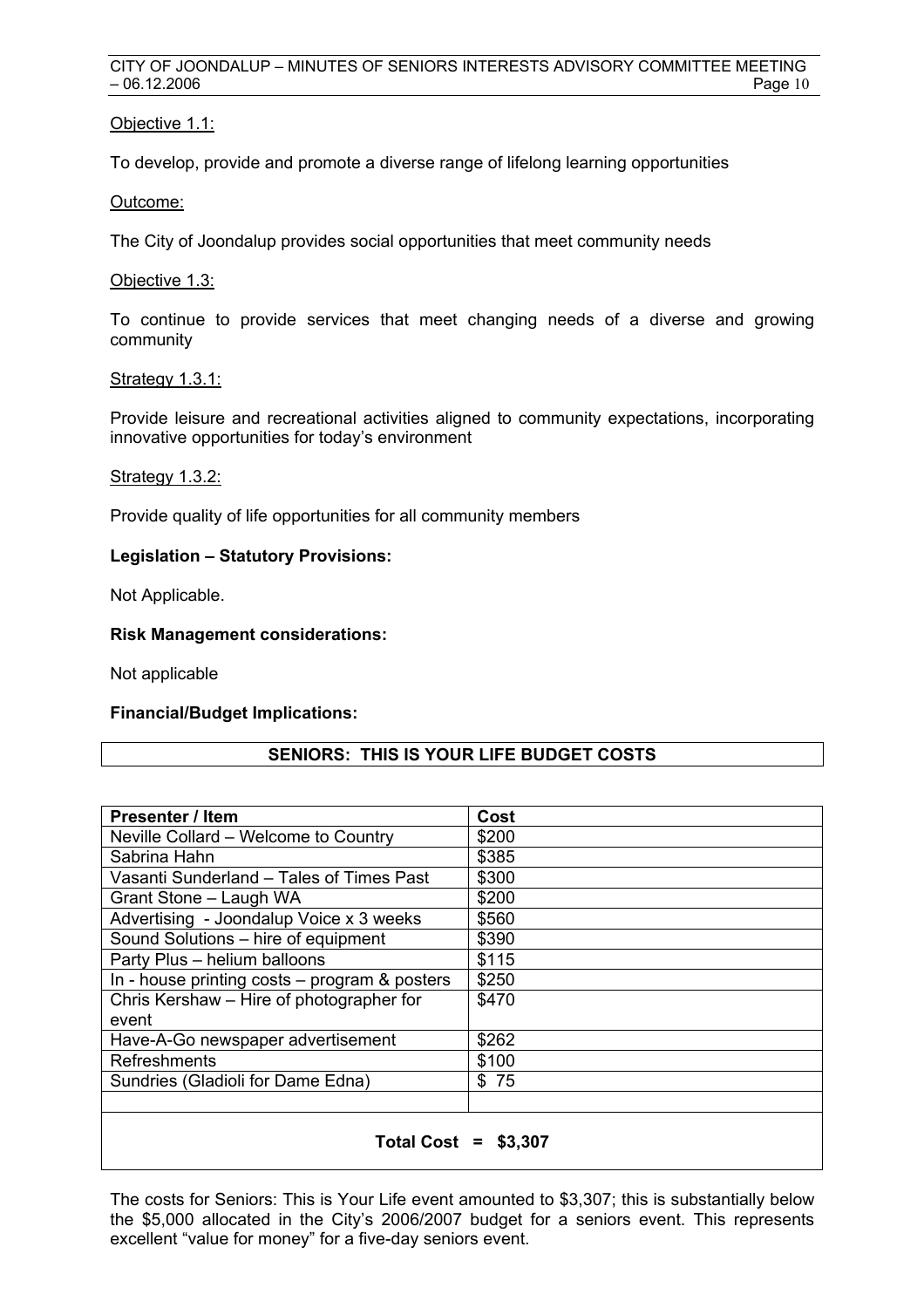Objective 1.1:

To develop, provide and promote a diverse range of lifelong learning opportunities

Outcome:

The City of Joondalup provides social opportunities that meet community needs

Objective 1.3:

To continue to provide services that meet changing needs of a diverse and growing community

Strategy 1.3.1:

Provide leisure and recreational activities aligned to community expectations, incorporating innovative opportunities for today's environment

Strategy 1.3.2:

Provide quality of life opportunities for all community members

**Legislation – Statutory Provisions:**

Not Applicable.

**Risk Management considerations:**

Not applicable

**Financial/Budget Implications:**

**SENIORS: THIS IS YOUR LIFE BUDGET COSTS**

| Presenter / Item | Cost |
|---|---|
| Neville Collard – Welcome to Country | $200 |
| Sabrina Hahn | $385 |
| Vasanti Sunderland – Tales of Times Past | $300 |
| Grant Stone – Laugh WA | $200 |
| Advertising - Joondalup Voice x 3 weeks | $560 |
| Sound Solutions – hire of equipment | $390 |
| Party Plus – helium balloons | $115 |
| In - house printing costs – program & posters | $250 |
| Chris Kershaw – Hire of photographer for event | $470 |
| Have-A-Go newspaper advertisement | $262 |
| Refreshments | $100 |
| Sundries (Gladioli for Dame Edna) | $ 75 |
| | |
| **Total Cost = $3,307** | |

The costs for Seniors: This is Your Life event amounted to $3,307; this is substantially below the $5,000 allocated in the City's 2006/2007 budget for a seniors event. This represents excellent "value for money" for a five-day seniors event.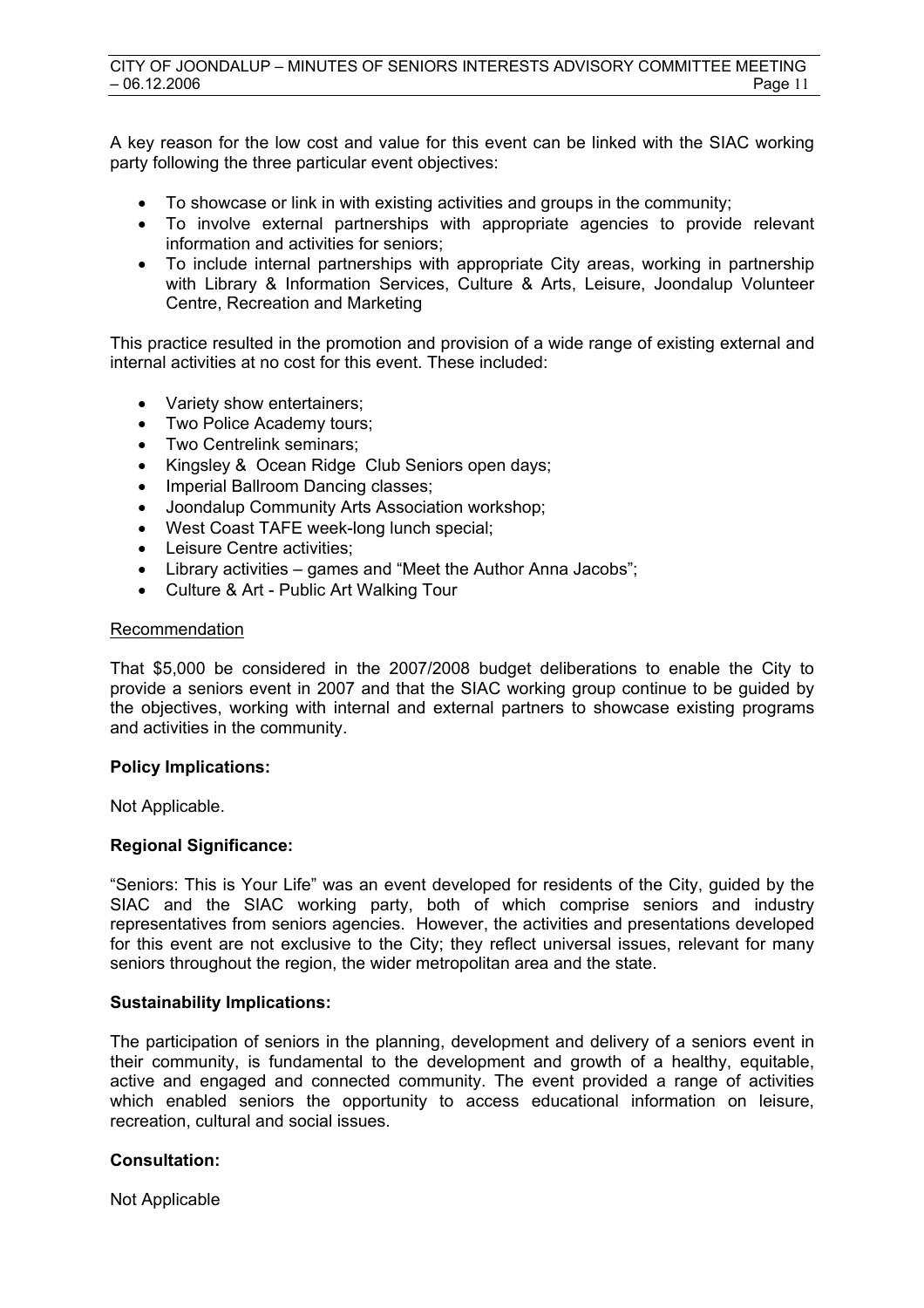A key reason for the low cost and value for this event can be linked with the SIAC working party following the three particular event objectives:

- To showcase or link in with existing activities and groups in the community;
- To involve external partnerships with appropriate agencies to provide relevant information and activities for seniors;
- To include internal partnerships with appropriate City areas, working in partnership with Library & Information Services, Culture & Arts, Leisure, Joondalup Volunteer Centre, Recreation and Marketing

This practice resulted in the promotion and provision of a wide range of existing external and internal activities at no cost for this event. These included:

- Variety show entertainers;
- Two Police Academy tours;
- Two Centrelink seminars;
- Kingsley & Ocean Ridge Club Seniors open days;
- Imperial Ballroom Dancing classes;
- Joondalup Community Arts Association workshop;
- West Coast TAFE week-long lunch special;
- Leisure Centre activities;
- Library activities – games and "Meet the Author Anna Jacobs";
- Culture & Art - Public Art Walking Tour

Recommendation

That $5,000 be considered in the 2007/2008 budget deliberations to enable the City to provide a seniors event in 2007 and that the SIAC working group continue to be guided by the objectives, working with internal and external partners to showcase existing programs and activities in the community.

**Policy Implications:**

Not Applicable.

**Regional Significance:**

"Seniors: This is Your Life" was an event developed for residents of the City, guided by the SIAC and the SIAC working party, both of which comprise seniors and industry representatives from seniors agencies. However, the activities and presentations developed for this event are not exclusive to the City; they reflect universal issues, relevant for many seniors throughout the region, the wider metropolitan area and the state.

**Sustainability Implications:**

The participation of seniors in the planning, development and delivery of a seniors event in their community, is fundamental to the development and growth of a healthy, equitable, active and engaged and connected community. The event provided a range of activities which enabled seniors the opportunity to access educational information on leisure, recreation, cultural and social issues.

**Consultation:**

Not Applicable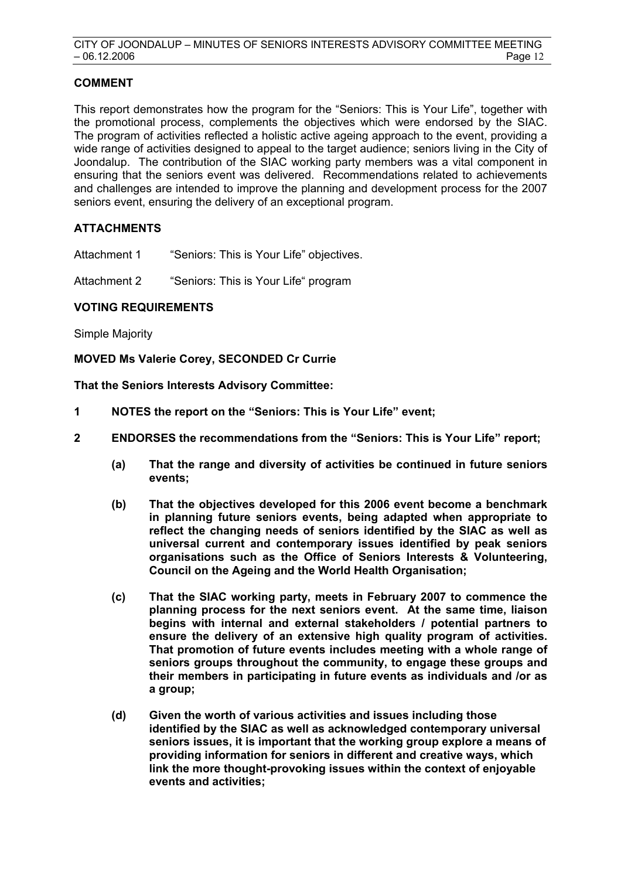## COMMENT

This report demonstrates how the program for the "Seniors: This is Your Life", together with the promotional process, complements the objectives which were endorsed by the SIAC. The program of activities reflected a holistic active ageing approach to the event, providing a wide range of activities designed to appeal to the target audience; seniors living in the City of Joondalup. The contribution of the SIAC working party members was a vital component in ensuring that the seniors event was delivered. Recommendations related to achievements and challenges are intended to improve the planning and development process for the 2007 seniors event, ensuring the delivery of an exceptional program.

## ATTACHMENTS

Attachment 1 "Seniors: This is Your Life" objectives.

Attachment 2 "Seniors: This is Your Life" program

## VOTING REQUIREMENTS

Simple Majority

**MOVED Ms Valerie Corey, SECONDED Cr Currie**

**That the Seniors Interests Advisory Committee:**

1. **NOTES the report on the "Seniors: This is Your Life" event;**

2. **ENDORSES the recommendations from the "Seniors: This is Your Life" report;**

   **(a) That the range and diversity of activities be continued in future seniors events;**

   **(b) That the objectives developed for this 2006 event become a benchmark in planning future seniors events, being adapted when appropriate to reflect the changing needs of seniors identified by the SIAC as well as universal current and contemporary issues identified by peak seniors organisations such as the Office of Seniors Interests & Volunteering, Council on the Ageing and the World Health Organisation;**

   **(c) That the SIAC working party, meets in February 2007 to commence the planning process for the next seniors event. At the same time, liaison begins with internal and external stakeholders / potential partners to ensure the delivery of an extensive high quality program of activities. That promotion of future events includes meeting with a whole range of seniors groups throughout the community, to engage these groups and their members in participating in future events as individuals and /or as a group;**

   **(d) Given the worth of various activities and issues including those identified by the SIAC as well as acknowledged contemporary universal seniors issues, it is important that the working group explore a means of providing information for seniors in different and creative ways, which link the more thought-provoking issues within the context of enjoyable events and activities;**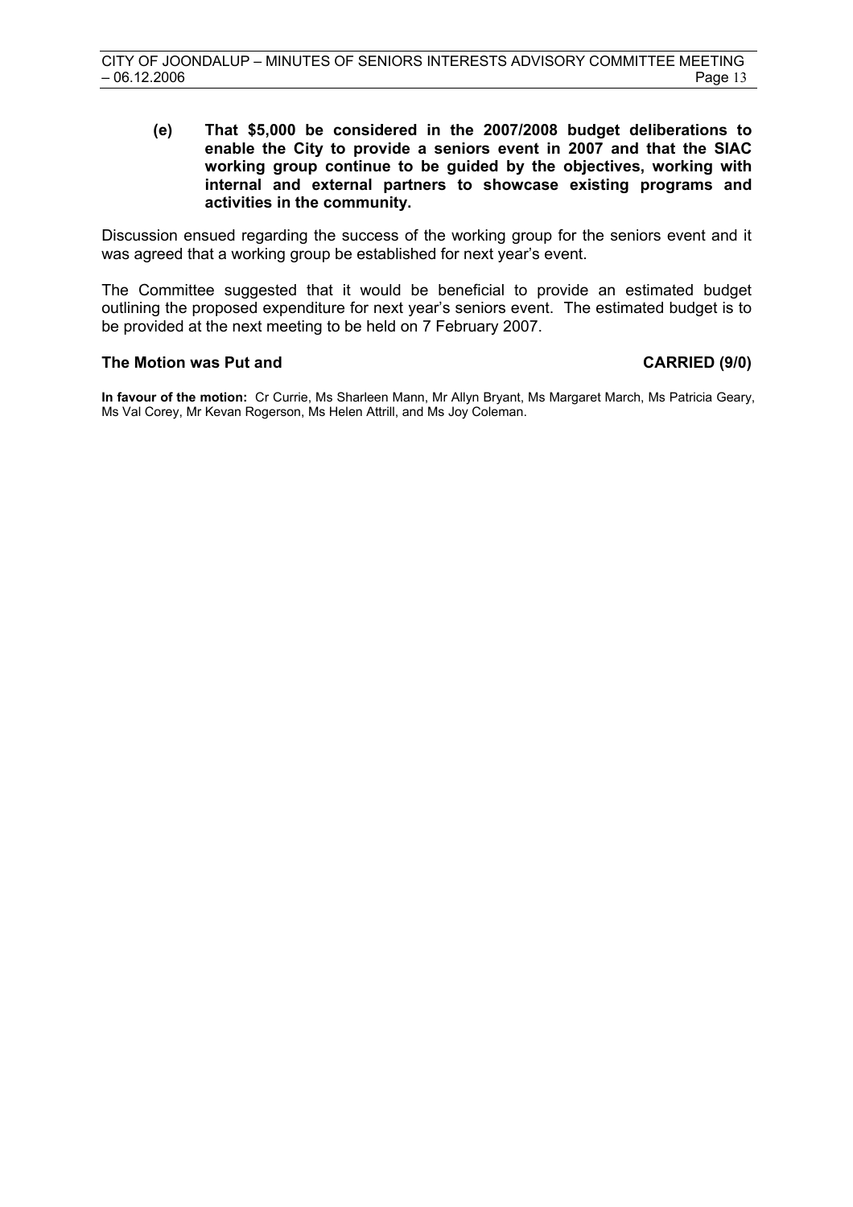**(e) That $5,000 be considered in the 2007/2008 budget deliberations to enable the City to provide a seniors event in 2007 and that the SIAC working group continue to be guided by the objectives, working with internal and external partners to showcase existing programs and activities in the community.**

Discussion ensued regarding the success of the working group for the seniors event and it was agreed that a working group be established for next year's event.

The Committee suggested that it would be beneficial to provide an estimated budget outlining the proposed expenditure for next year's seniors event. The estimated budget is to be provided at the next meeting to be held on 7 February 2007.

**The Motion was Put and CARRIED (9/0)**

**In favour of the motion:** Cr Currie, Ms Sharleen Mann, Mr Allyn Bryant, Ms Margaret March, Ms Patricia Geary, Ms Val Corey, Mr Kevan Rogerson, Ms Helen Attrill, and Ms Joy Coleman.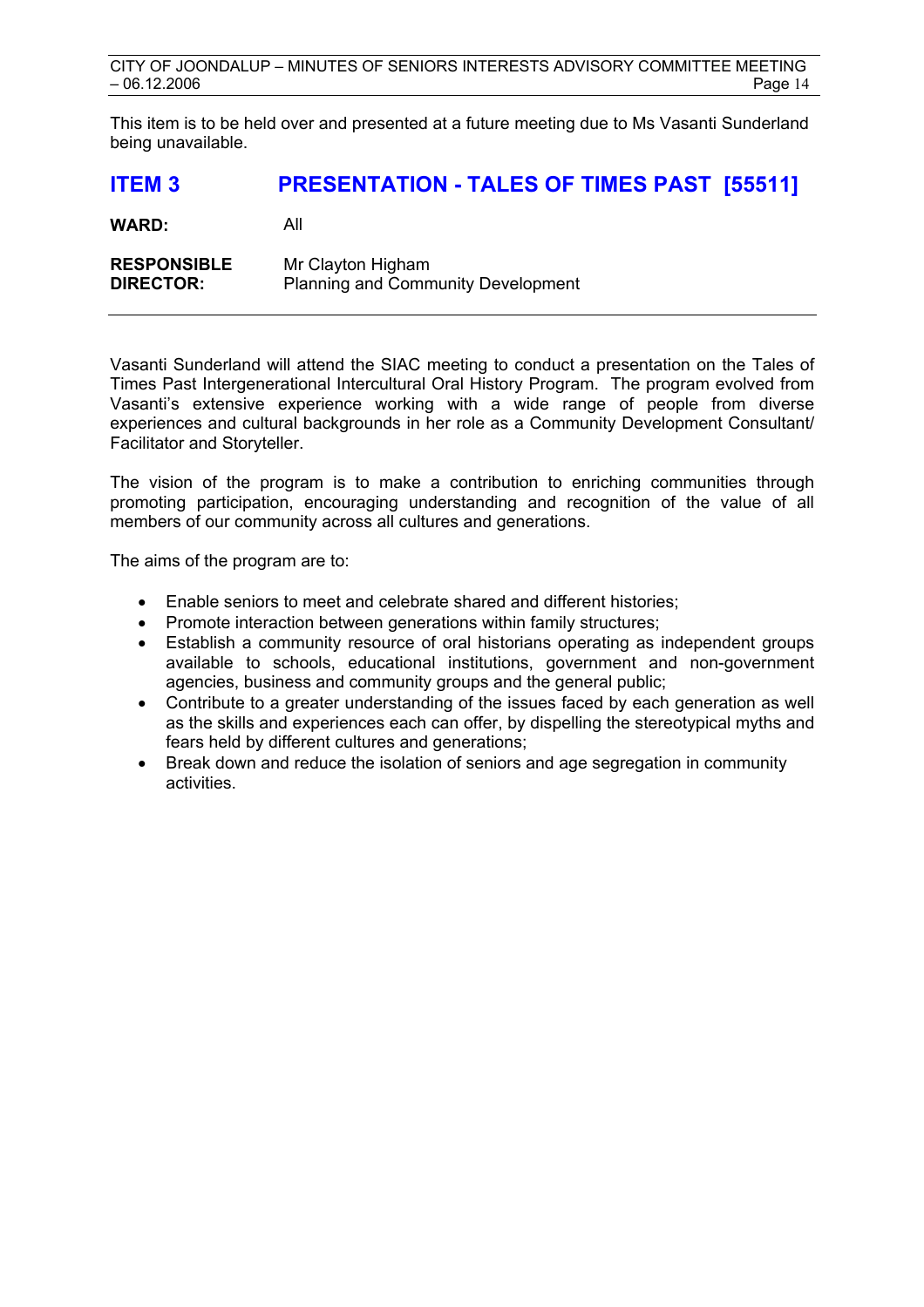This item is to be held over and presented at a future meeting due to Ms Vasanti Sunderland being unavailable.

## ITEM 3 PRESENTATION - TALES OF TIMES PAST [55511]

**WARD:** All

**RESPONSIBLE DIRECTOR:** Mr Clayton Higham
Planning and Community Development

---

Vasanti Sunderland will attend the SIAC meeting to conduct a presentation on the Tales of Times Past Intergenerational Intercultural Oral History Program. The program evolved from Vasanti's extensive experience working with a wide range of people from diverse experiences and cultural backgrounds in her role as a Community Development Consultant/ Facilitator and Storyteller.

The vision of the program is to make a contribution to enriching communities through promoting participation, encouraging understanding and recognition of the value of all members of our community across all cultures and generations.

The aims of the program are to:

- Enable seniors to meet and celebrate shared and different histories;
- Promote interaction between generations within family structures;
- Establish a community resource of oral historians operating as independent groups available to schools, educational institutions, government and non-government agencies, business and community groups and the general public;
- Contribute to a greater understanding of the issues faced by each generation as well as the skills and experiences each can offer, by dispelling the stereotypical myths and fears held by different cultures and generations;
- Break down and reduce the isolation of seniors and age segregation in community activities.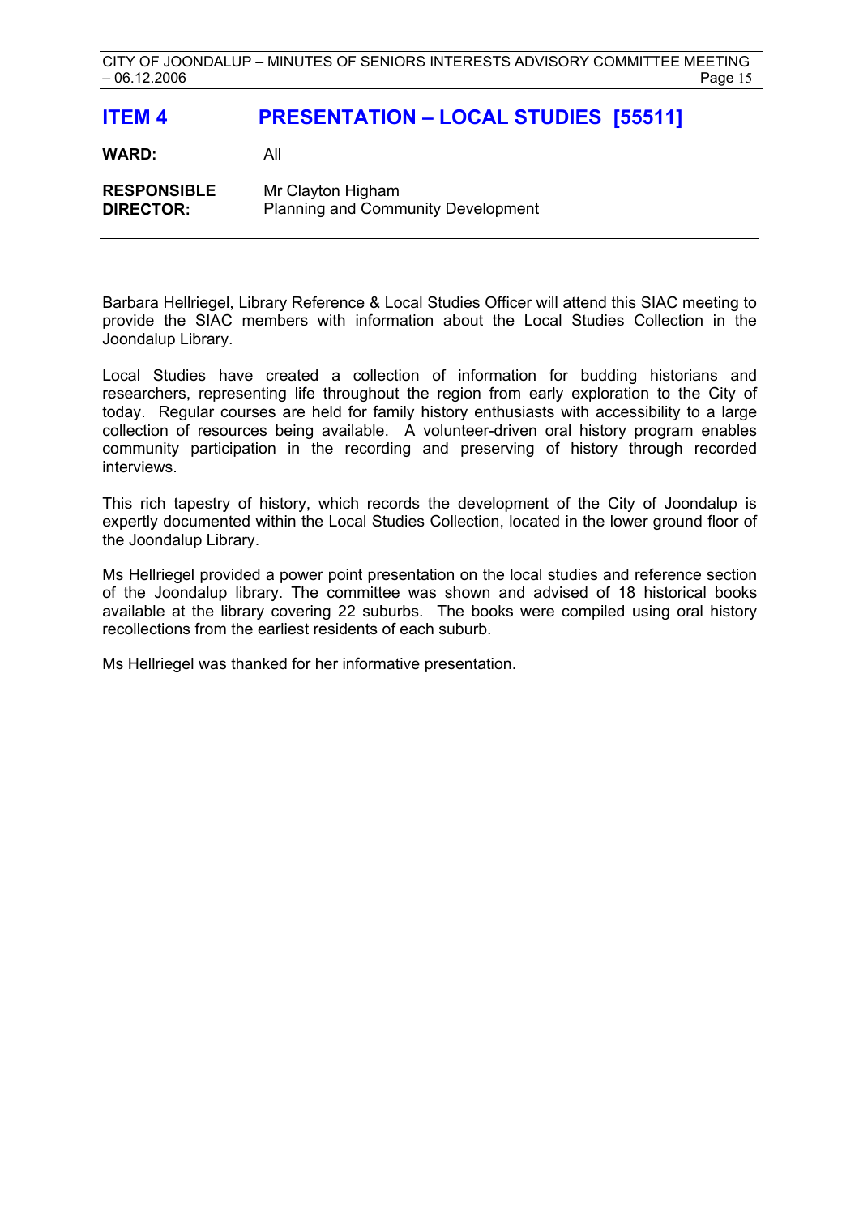# ITEM 4 PRESENTATION – LOCAL STUDIES [55511]

**WARD:** All

**RESPONSIBLE DIRECTOR:** Mr Clayton Higham
Planning and Community Development

---

Barbara Hellriegel, Library Reference & Local Studies Officer will attend this SIAC meeting to provide the SIAC members with information about the Local Studies Collection in the Joondalup Library.

Local Studies have created a collection of information for budding historians and researchers, representing life throughout the region from early exploration to the City of today. Regular courses are held for family history enthusiasts with accessibility to a large collection of resources being available. A volunteer-driven oral history program enables community participation in the recording and preserving of history through recorded interviews.

This rich tapestry of history, which records the development of the City of Joondalup is expertly documented within the Local Studies Collection, located in the lower ground floor of the Joondalup Library.

Ms Hellriegel provided a power point presentation on the local studies and reference section of the Joondalup library. The committee was shown and advised of 18 historical books available at the library covering 22 suburbs. The books were compiled using oral history recollections from the earliest residents of each suburb.

Ms Hellriegel was thanked for her informative presentation.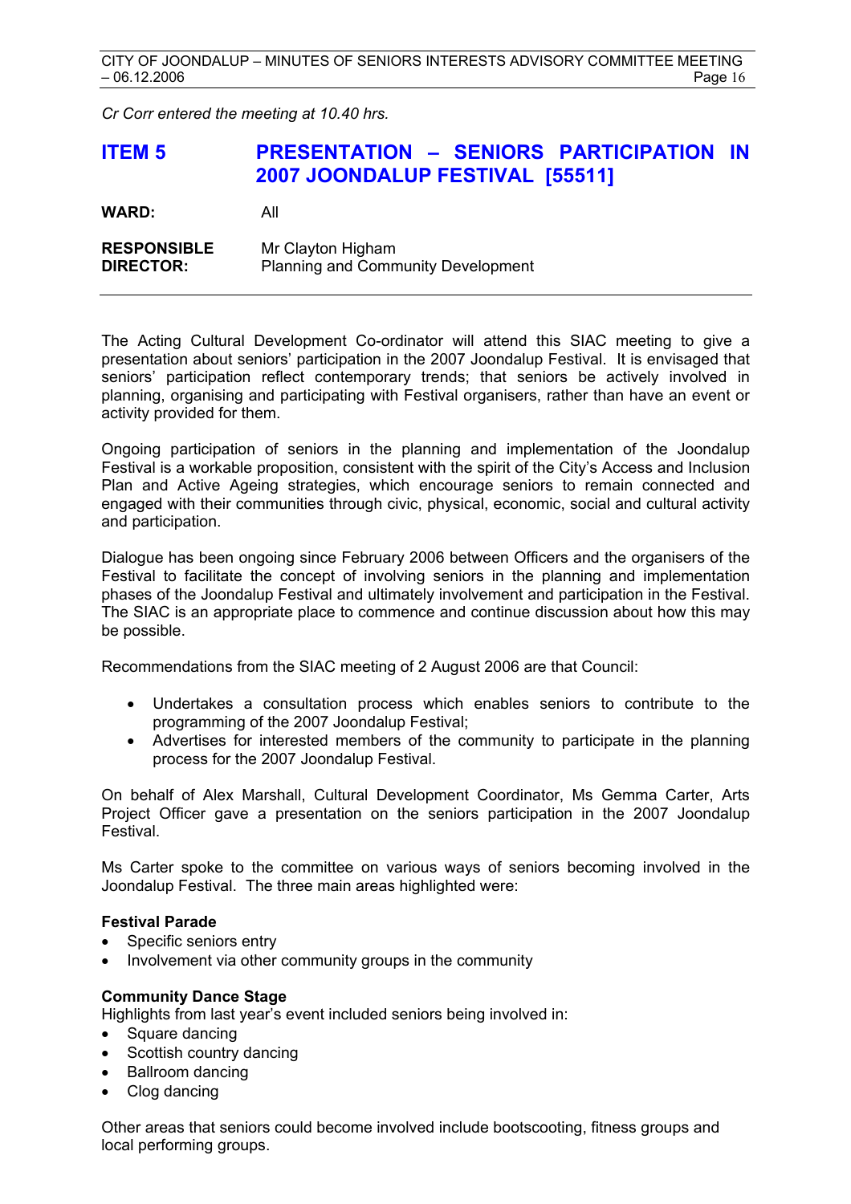*Cr Corr entered the meeting at 10.40 hrs.*

## ITEM 5 PRESENTATION – SENIORS PARTICIPATION IN 2007 JOONDALUP FESTIVAL [55511]

**WARD:** All

**RESPONSIBLE DIRECTOR:** Mr Clayton Higham
Planning and Community Development

---

The Acting Cultural Development Co-ordinator will attend this SIAC meeting to give a presentation about seniors' participation in the 2007 Joondalup Festival. It is envisaged that seniors' participation reflect contemporary trends; that seniors be actively involved in planning, organising and participating with Festival organisers, rather than have an event or activity provided for them.

Ongoing participation of seniors in the planning and implementation of the Joondalup Festival is a workable proposition, consistent with the spirit of the City's Access and Inclusion Plan and Active Ageing strategies, which encourage seniors to remain connected and engaged with their communities through civic, physical, economic, social and cultural activity and participation.

Dialogue has been ongoing since February 2006 between Officers and the organisers of the Festival to facilitate the concept of involving seniors in the planning and implementation phases of the Joondalup Festival and ultimately involvement and participation in the Festival. The SIAC is an appropriate place to commence and continue discussion about how this may be possible.

Recommendations from the SIAC meeting of 2 August 2006 are that Council:

- Undertakes a consultation process which enables seniors to contribute to the programming of the 2007 Joondalup Festival;
- Advertises for interested members of the community to participate in the planning process for the 2007 Joondalup Festival.

On behalf of Alex Marshall, Cultural Development Coordinator, Ms Gemma Carter, Arts Project Officer gave a presentation on the seniors participation in the 2007 Joondalup Festival.

Ms Carter spoke to the committee on various ways of seniors becoming involved in the Joondalup Festival. The three main areas highlighted were:

**Festival Parade**

- Specific seniors entry
- Involvement via other community groups in the community

**Community Dance Stage**

Highlights from last year's event included seniors being involved in:

- Square dancing
- Scottish country dancing
- Ballroom dancing
- Clog dancing

Other areas that seniors could become involved include bootscooting, fitness groups and local performing groups.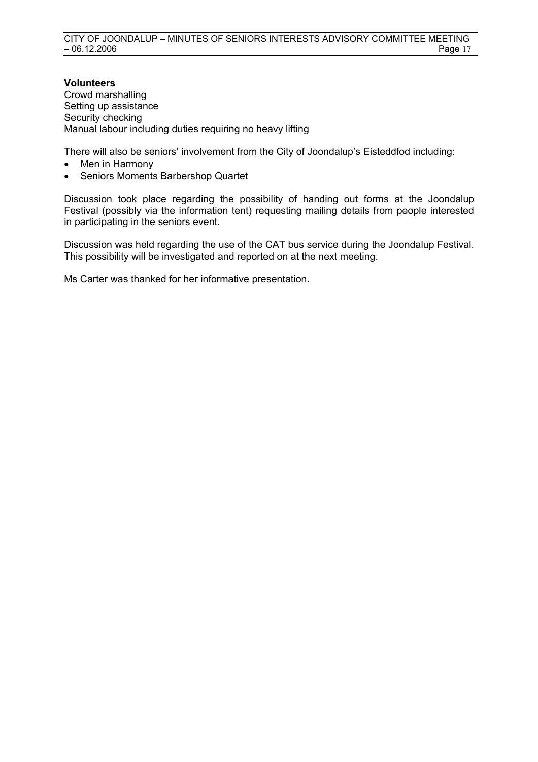**Volunteers**
Crowd marshalling
Setting up assistance
Security checking
Manual labour including duties requiring no heavy lifting

There will also be seniors' involvement from the City of Joondalup's Eisteddfod including:

- Men in Harmony
- Seniors Moments Barbershop Quartet

Discussion took place regarding the possibility of handing out forms at the Joondalup Festival (possibly via the information tent) requesting mailing details from people interested in participating in the seniors event.

Discussion was held regarding the use of the CAT bus service during the Joondalup Festival. This possibility will be investigated and reported on at the next meeting.

Ms Carter was thanked for her informative presentation.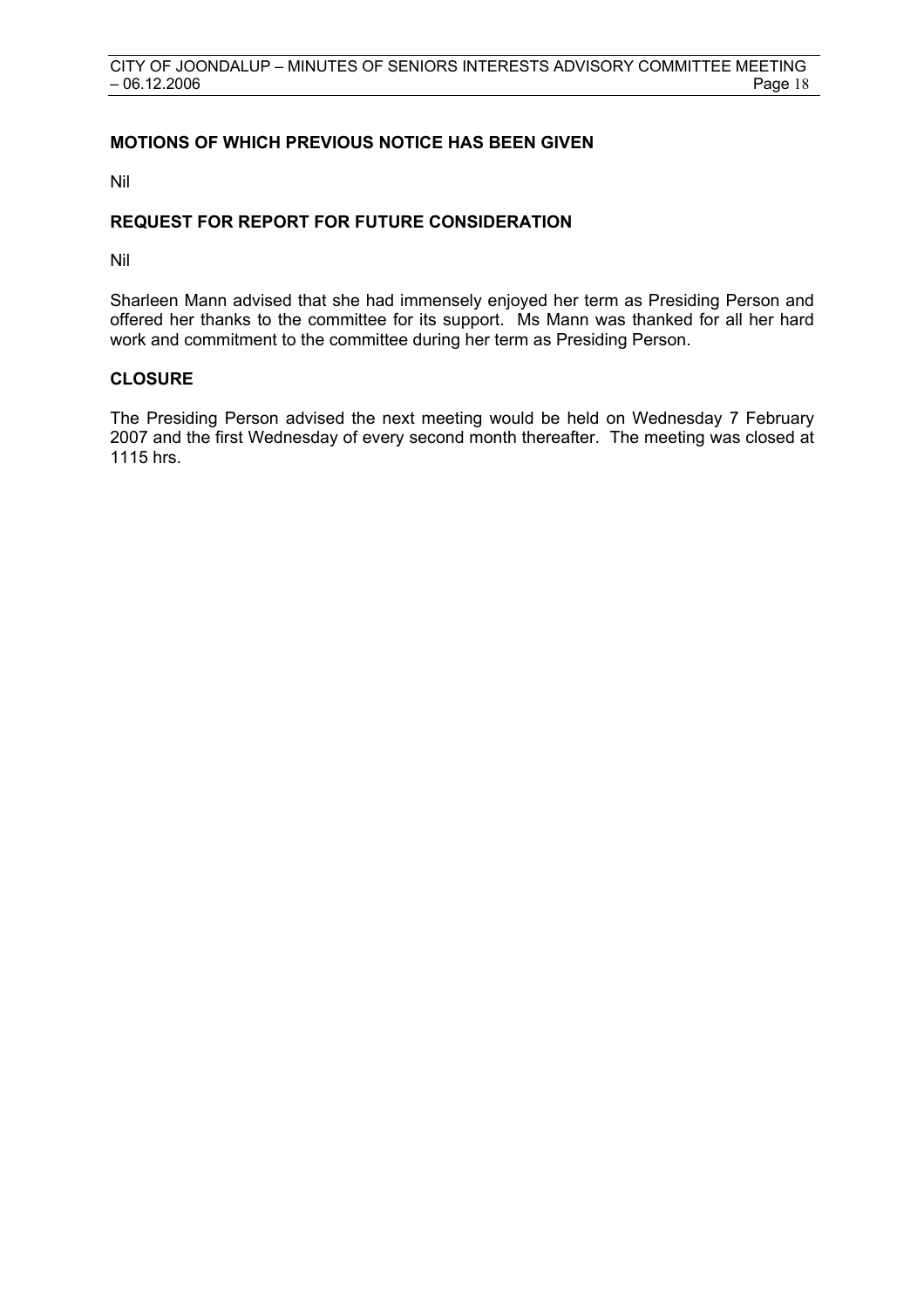## MOTIONS OF WHICH PREVIOUS NOTICE HAS BEEN GIVEN

Nil

## REQUEST FOR REPORT FOR FUTURE CONSIDERATION

Nil

Sharleen Mann advised that she had immensely enjoyed her term as Presiding Person and offered her thanks to the committee for its support. Ms Mann was thanked for all her hard work and commitment to the committee during her term as Presiding Person.

## CLOSURE

The Presiding Person advised the next meeting would be held on Wednesday 7 February 2007 and the first Wednesday of every second month thereafter. The meeting was closed at 1115 hrs.